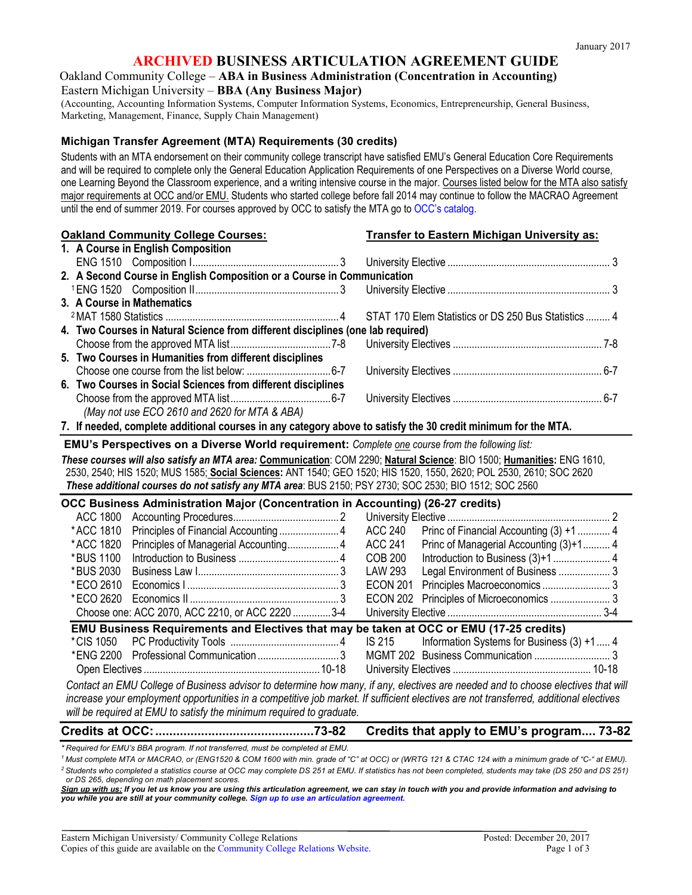January 2017

# ARCHIVED BUSINESS ARTICULATION AGREEMENT GUIDE

Oakland Community College – **ABA in Business Administration (Concentration in Accounting)**
Eastern Michigan University – **BBA (Any Business Major)**
(Accounting, Accounting Information Systems, Computer Information Systems, Economics, Entrepreneurship, General Business, Marketing, Management, Finance, Supply Chain Management)

## Michigan Transfer Agreement (MTA) Requirements (30 credits)

Students with an MTA endorsement on their community college transcript have satisfied EMU's General Education Core Requirements and will be required to complete only the General Education Application Requirements of one Perspectives on a Diverse World course, one Learning Beyond the Classroom experience, and a writing intensive course in the major. Courses listed below for the MTA also satisfy major requirements at OCC and/or EMU. Students who started college before fall 2014 may continue to follow the MACRAO Agreement until the end of summer 2019. For courses approved by OCC to satisfy the MTA go to OCC's catalog.

| Oakland Community College Courses: | | Transfer to Eastern Michigan University as: | |
|---|---|---|---|
| **1. A Course in English Composition** | | | |
| ENG 1510 Composition I | 3 | University Elective | 3 |
| **2. A Second Course in English Composition or a Course in Communication** | | | |
| [1] ENG 1520 Composition II | 3 | University Elective | 3 |
| **3. A Course in Mathematics** | | | |
| [2] MAT 1580 Statistics | 4 | STAT 170 Elem Statistics or DS 250 Bus Statistics | 4 |
| **4. Two Courses in Natural Science from different disciplines (one lab required)** | | | |
| Choose from the approved MTA list | 7-8 | University Electives | 7-8 |
| **5. Two Courses in Humanities from different disciplines** | | | |
| Choose one course from the list below: | 6-7 | University Electives | 6-7 |
| **6. Two Courses in Social Sciences from different disciplines** | | | |
| Choose from the approved MTA list | 6-7 | University Electives | 6-7 |
| *(May not use ECO 2610 and 2620 for MTA & ABA)* | | | |

**7. If needed, complete additional courses in any category above to satisfy the 30 credit minimum for the MTA.**

**EMU's Perspectives on a Diverse World requirement:** *Complete one course from the following list:*

***These courses will also satisfy an MTA area:* Communication*: COM 2290;* Natural Science*: BIO 1500;* Humanities*: ENG 1610, 2530, 2540; HIS 1520; MUS 1585;* Social Sciences*: ANT 1540; GEO 1520; HIS 1520, 1550, 2620; POL 2530, 2610; SOC 2620***

***These additional courses do not satisfy any MTA area*: BUS 2150; PSY 2730; SOC 2530; BIO 1512; SOC 2560**

## OCC Business Administration Major (Concentration in Accounting) (26-27 credits)

| OCC Course | Title | Credits | EMU Course | Title | Credits |
|---|---|---|---|---|---|
| ACC 1800 | Accounting Procedures | 2 | University Elective | | 2 |
| *ACC 1810 | Principles of Financial Accounting | 4 | ACC 240 | Princ of Financial Accounting (3) +1 | 4 |
| *ACC 1820 | Principles of Managerial Accounting | 4 | ACC 241 | Princ of Managerial Accounting (3)+1 | 4 |
| *BUS 1100 | Introduction to Business | 4 | COB 200 | Introduction to Business (3)+1 | 4 |
| *BUS 2030 | Business Law I | 3 | LAW 293 | Legal Environment of Business | 3 |
| *ECO 2610 | Economics I | 3 | ECON 201 | Principles Macroeconomics | 3 |
| *ECO 2620 | Economics II | 3 | ECON 202 | Principles of Microeconomics | 3 |
| Choose one: ACC 2070, ACC 2210, or ACC 2220 | | 3-4 | University Elective | | 3-4 |

### EMU Business Requirements and Electives that may be taken at OCC or EMU (17-25 credits)

| OCC Course | Title | Credits | EMU Course | Title | Credits |
|---|---|---|---|---|---|
| *CIS 1050 | PC Productivity Tools | 4 | IS 215 | Information Systems for Business (3) +1 | 4 |
| *ENG 2200 | Professional Communication | 3 | MGMT 202 | Business Communication | 3 |
| Open Electives | | 10-18 | University Electives | | 10-18 |

*Contact an EMU College of Business advisor to determine how many, if any, electives are needed and to choose electives that will increase your employment opportunities in a competitive job market. If sufficient electives are not transferred, additional electives will be required at EMU to satisfy the minimum required to graduate.*

**Credits at OCC: 73-82** | **Credits that apply to EMU's program 73-82**

*\* Required for EMU's BBA program. If not transferred, must be completed at EMU.*

*[1] Must complete MTA or MACRAO, or (ENG1520 & COM 1600 with min. grade of "C" at OCC) or (WRTG 121 & CTAC 124 with a minimum grade of "C-" at EMU).*

*[2] Students who completed a statistics course at OCC may complete DS 251 at EMU. If statistics has not been completed, students may take (DS 250 and DS 251) or DS 265, depending on math placement scores.*

***Sign up with us:** If you let us know you are using this articulation agreement, we can stay in touch with you and provide information and advising to you while you are still at your community college. Sign up to use an articulation agreement.*

Eastern Michigan University/ Community College Relations
Copies of this guide are available on the Community College Relations Website.
Posted: December 20, 2017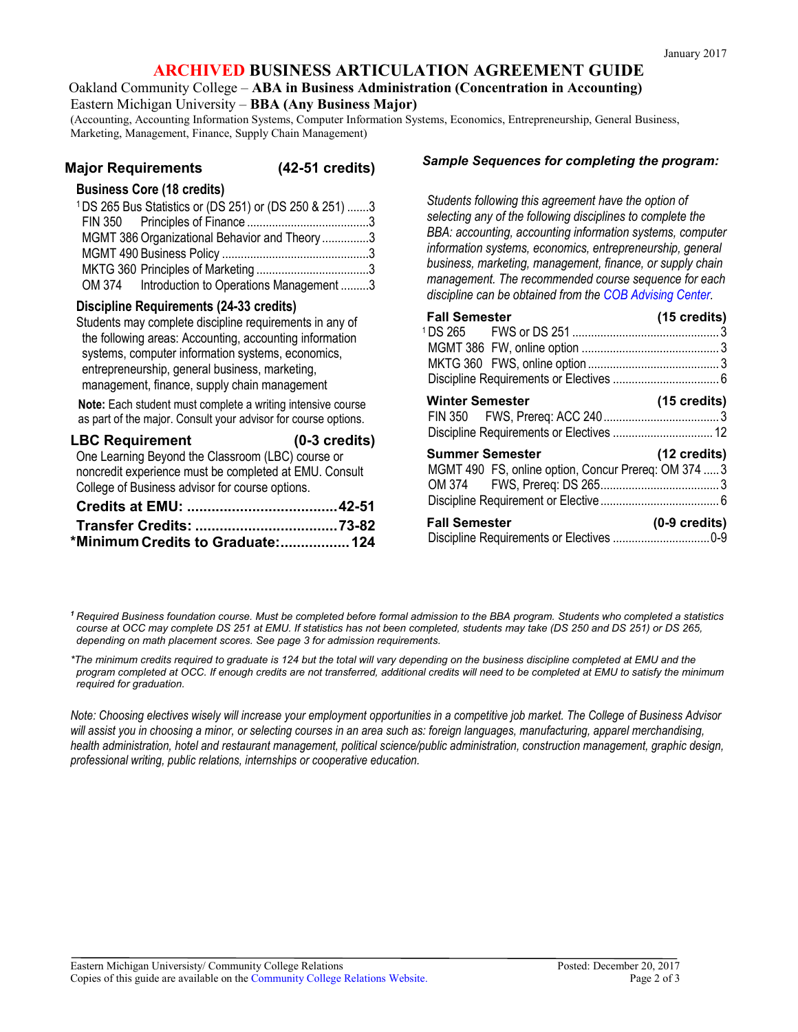January 2017

# ARCHIVED BUSINESS ARTICULATION AGREEMENT GUIDE

Oakland Community College – **ABA in Business Administration (Concentration in Accounting)**

Eastern Michigan University – **BBA (Any Business Major)**

(Accounting, Accounting Information Systems, Computer Information Systems, Economics, Entrepreneurship, General Business, Marketing, Management, Finance, Supply Chain Management)

## Major Requirements (42-51 credits)

### Business Core (18 credits)

| Course | Credits |
|---|---|
| [1] DS 265 Bus Statistics or (DS 251) or (DS 250 & 251) | 3 |
| FIN 350 Principles of Finance | 3 |
| MGMT 386 Organizational Behavior and Theory | 3 |
| MGMT 490 Business Policy | 3 |
| MKTG 360 Principles of Marketing | 3 |
| OM 374 Introduction to Operations Management | 3 |

### Discipline Requirements (24-33 credits)

Students may complete discipline requirements in any of the following areas: Accounting, accounting information systems, computer information systems, economics, entrepreneurship, general business, marketing, management, finance, supply chain management

**Note:** Each student must complete a writing intensive course as part of the major. Consult your advisor for course options.

### LBC Requirement (0-3 credits)

One Learning Beyond the Classroom (LBC) course or noncredit experience must be completed at EMU. Consult College of Business advisor for course options.

**Credits at EMU: 42-51**

**Transfer Credits: 73-82**

**\*Minimum Credits to Graduate: 124**

## *Sample Sequences for completing the program:*

*Students following this agreement have the option of selecting any of the following disciplines to complete the BBA: accounting, accounting information systems, computer information systems, economics, entrepreneurship, general business, marketing, management, finance, or supply chain management. The recommended course sequence for each discipline can be obtained from the COB Advising Center.*

**Fall Semester (15 credits)**

| Course | Credits |
|---|---|
| [1] DS 265 FWS or DS 251 | 3 |
| MGMT 386 FW, online option | 3 |
| MKTG 360 FWS, online option | 3 |
| Discipline Requirements or Electives | 6 |

**Winter Semester (15 credits)**

| Course | Credits |
|---|---|
| FIN 350 FWS, Prereq: ACC 240 | 3 |
| Discipline Requirements or Electives | 12 |

**Summer Semester (12 credits)**

| Course | Credits |
|---|---|
| MGMT 490 FS, online option, Concur Prereq: OM 374 | 3 |
| OM 374 FWS, Prereq: DS 265 | 3 |
| Discipline Requirement or Elective | 6 |

**Fall Semester (0-9 credits)**

| Course | Credits |
|---|---|
| Discipline Requirements or Electives | 0-9 |

*[1] Required Business foundation course. Must be completed before formal admission to the BBA program. Students who completed a statistics course at OCC may complete DS 251 at EMU. If statistics has not been completed, students may take (DS 250 and DS 251) or DS 265, depending on math placement scores. See page 3 for admission requirements.*

*\*The minimum credits required to graduate is 124 but the total will vary depending on the business discipline completed at EMU and the program completed at OCC. If enough credits are not transferred, additional credits will need to be completed at EMU to satisfy the minimum required for graduation.*

*Note: Choosing electives wisely will increase your employment opportunities in a competitive job market. The College of Business Advisor will assist you in choosing a minor, or selecting courses in an area such as: foreign languages, manufacturing, apparel merchandising, health administration, hotel and restaurant management, political science/public administration, construction management, graphic design, professional writing, public relations, internships or cooperative education.*

Eastern Michigan University/ Community College Relations
Copies of this guide are available on the Community College Relations Website.

Posted: December 20, 2017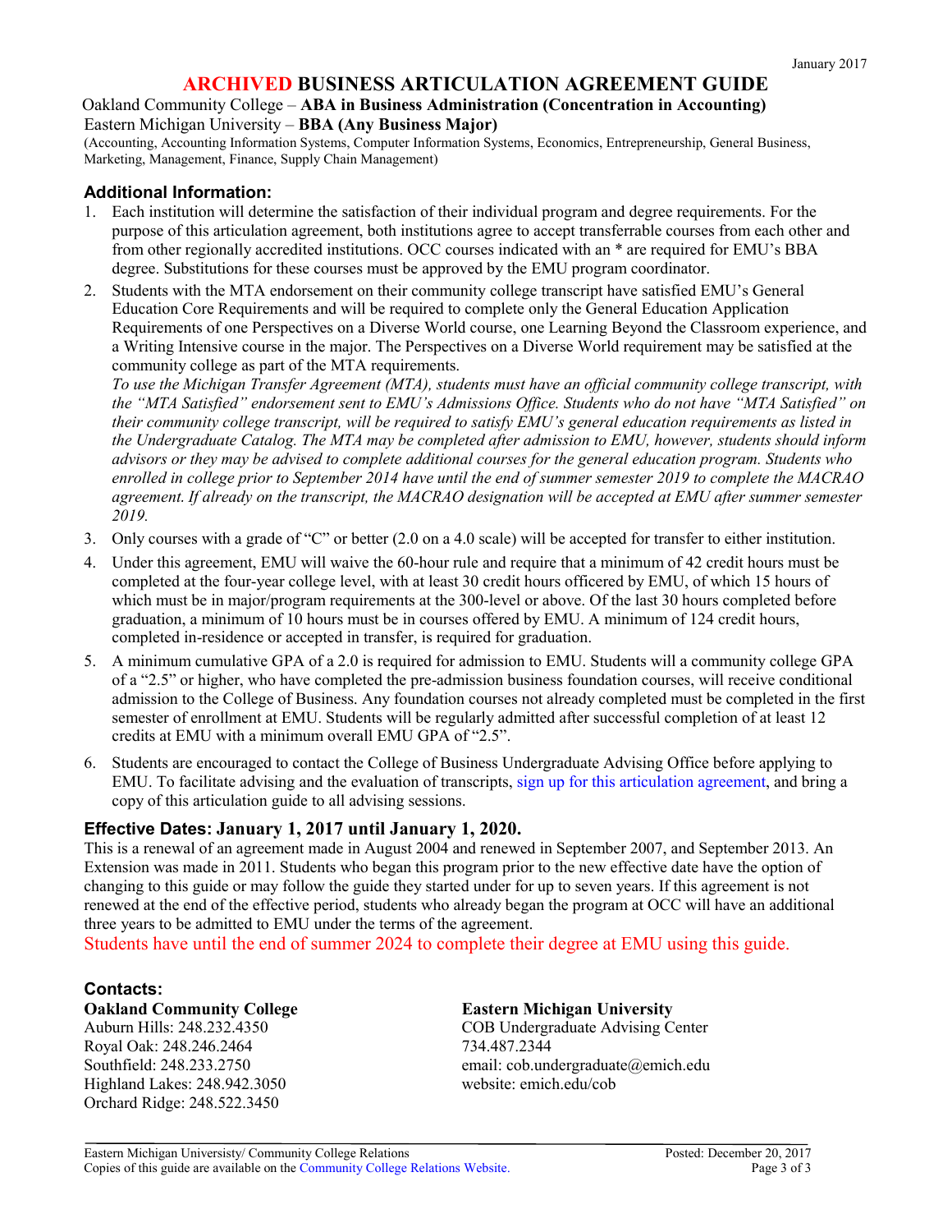January 2017

# ARCHIVED BUSINESS ARTICULATION AGREEMENT GUIDE

Oakland Community College – **ABA in Business Administration (Concentration in Accounting)**
Eastern Michigan University – **BBA (Any Business Major)**
(Accounting, Accounting Information Systems, Computer Information Systems, Economics, Entrepreneurship, General Business, Marketing, Management, Finance, Supply Chain Management)

## Additional Information:

1. Each institution will determine the satisfaction of their individual program and degree requirements. For the purpose of this articulation agreement, both institutions agree to accept transferrable courses from each other and from other regionally accredited institutions. OCC courses indicated with an * are required for EMU's BBA degree. Substitutions for these courses must be approved by the EMU program coordinator.
2. Students with the MTA endorsement on their community college transcript have satisfied EMU's General Education Core Requirements and will be required to complete only the General Education Application Requirements of one Perspectives on a Diverse World course, one Learning Beyond the Classroom experience, and a Writing Intensive course in the major. The Perspectives on a Diverse World requirement may be satisfied at the community college as part of the MTA requirements.
*To use the Michigan Transfer Agreement (MTA), students must have an official community college transcript, with the "MTA Satisfied" endorsement sent to EMU's Admissions Office. Students who do not have "MTA Satisfied" on their community college transcript, will be required to satisfy EMU's general education requirements as listed in the Undergraduate Catalog. The MTA may be completed after admission to EMU, however, students should inform advisors or they may be advised to complete additional courses for the general education program. Students who enrolled in college prior to September 2014 have until the end of summer semester 2019 to complete the MACRAO agreement. If already on the transcript, the MACRAO designation will be accepted at EMU after summer semester 2019.*
3. Only courses with a grade of "C" or better (2.0 on a 4.0 scale) will be accepted for transfer to either institution.
4. Under this agreement, EMU will waive the 60-hour rule and require that a minimum of 42 credit hours must be completed at the four-year college level, with at least 30 credit hours officered by EMU, of which 15 hours of which must be in major/program requirements at the 300-level or above. Of the last 30 hours completed before graduation, a minimum of 10 hours must be in courses offered by EMU. A minimum of 124 credit hours, completed in-residence or accepted in transfer, is required for graduation.
5. A minimum cumulative GPA of a 2.0 is required for admission to EMU. Students will a community college GPA of a "2.5" or higher, who have completed the pre-admission business foundation courses, will receive conditional admission to the College of Business. Any foundation courses not already completed must be completed in the first semester of enrollment at EMU. Students will be regularly admitted after successful completion of at least 12 credits at EMU with a minimum overall EMU GPA of "2.5".
6. Students are encouraged to contact the College of Business Undergraduate Advising Office before applying to EMU. To facilitate advising and the evaluation of transcripts, sign up for this articulation agreement, and bring a copy of this articulation guide to all advising sessions.

## Effective Dates: January 1, 2017 until January 1, 2020.

This is a renewal of an agreement made in August 2004 and renewed in September 2007, and September 2013. An Extension was made in 2011. Students who began this program prior to the new effective date have the option of changing to this guide or may follow the guide they started under for up to seven years. If this agreement is not renewed at the end of the effective period, students who already began the program at OCC will have an additional three years to be admitted to EMU under the terms of the agreement.

Students have until the end of summer 2024 to complete their degree at EMU using this guide.

## Contacts:

**Oakland Community College**
Auburn Hills: 248.232.4350
Royal Oak: 248.246.2464
Southfield: 248.233.2750
Highland Lakes: 248.942.3050
Orchard Ridge: 248.522.3450

**Eastern Michigan University**
COB Undergraduate Advising Center
734.487.2344
email: cob.undergraduate@emich.edu
website: emich.edu/cob

Eastern Michigan University/ Community College Relations
Copies of this guide are available on the Community College Relations Website.

Posted: December 20, 2017